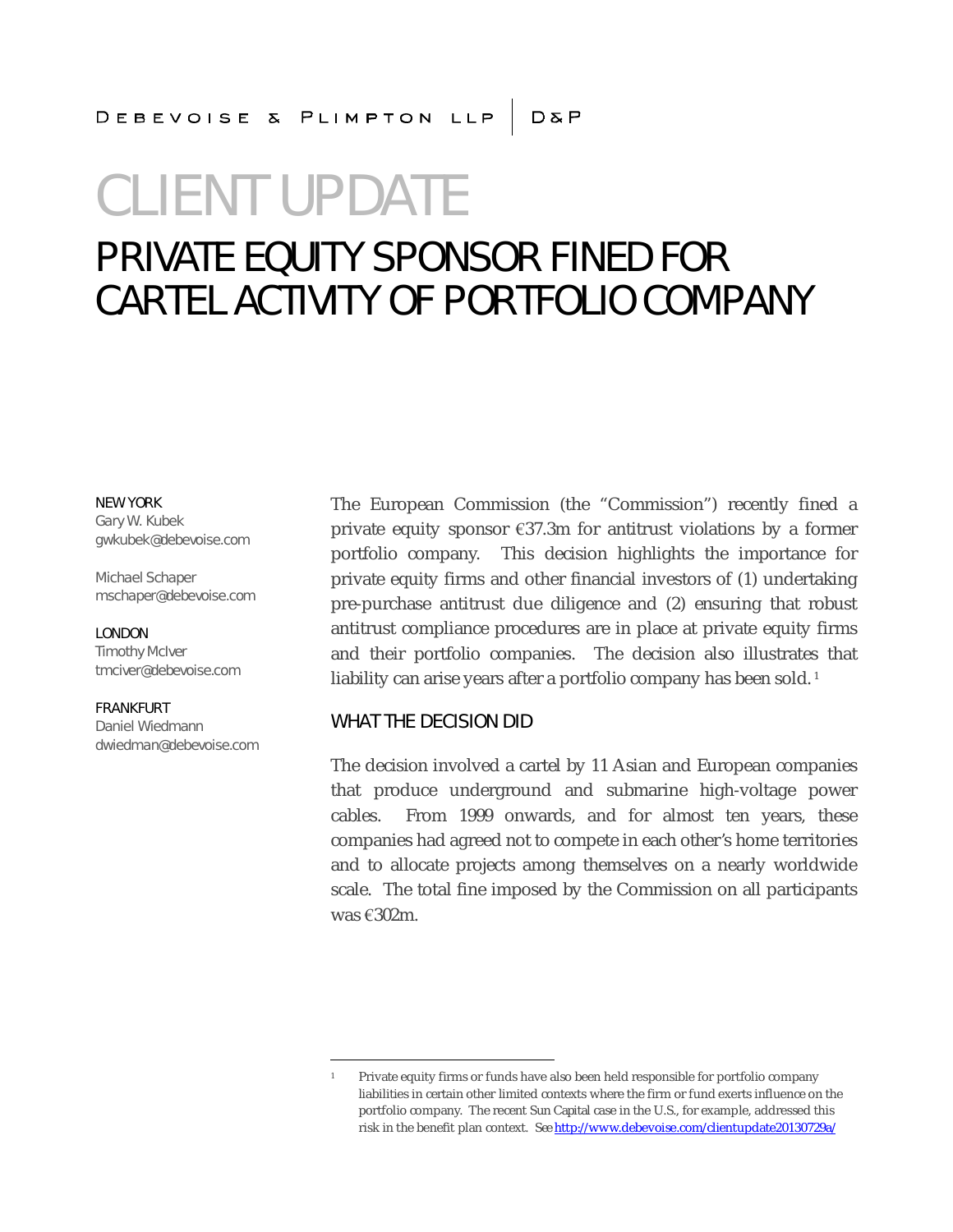DEBEVOISE & PLIMPTON LLP | D&P

# CLIENT UPDATE

## PRIVATE EQUITY SPONSOR FINED FOR CARTEL ACTIVITY OF PORTFOLIO COMPANY

NEW YORK
Gary W. Kubek
gwkubek@debevoise.com

Michael Schaper
mschaper@debevoise.com

LONDON
Timothy McIver
tmciver@debevoise.com

FRANKFURT
Daniel Wiedmann
dwiedman@debevoise.com

The European Commission (the "Commission") recently fined a private equity sponsor €37.3m for antitrust violations by a former portfolio company. This decision highlights the importance for private equity firms and other financial investors of (1) undertaking pre-purchase antitrust due diligence and (2) ensuring that robust antitrust compliance procedures are in place at private equity firms and their portfolio companies. The decision also illustrates that liability can arise years after a portfolio company has been sold.[1]

### WHAT THE DECISION DID

The decision involved a cartel by 11 Asian and European companies that produce underground and submarine high-voltage power cables. From 1999 onwards, and for almost ten years, these companies had agreed not to compete in each other's home territories and to allocate projects among themselves on a nearly worldwide scale. The total fine imposed by the Commission on all participants was €302m.

---

[1] Private equity firms or funds have also been held responsible for portfolio company liabilities in certain other limited contexts where the firm or fund exerts influence on the portfolio company. The recent Sun Capital case in the U.S., for example, addressed this risk in the benefit plan context. *See* http://www.debevoise.com/clientupdate20130729a/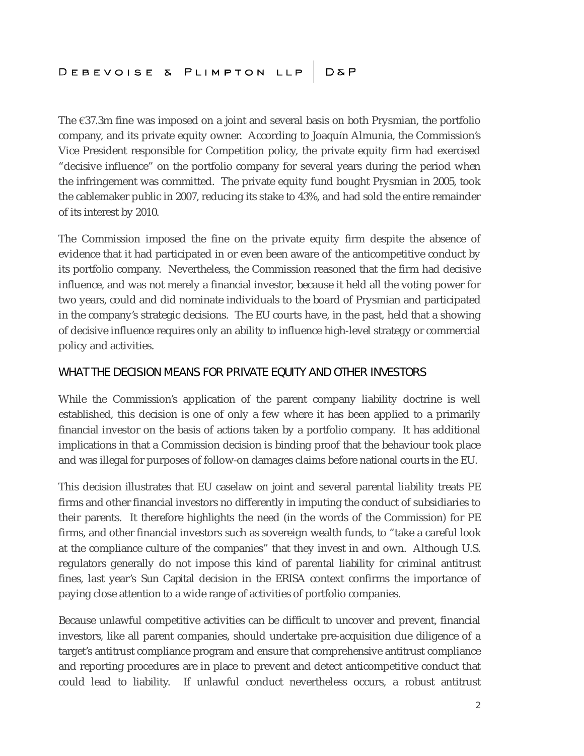The €37.3m fine was imposed on a joint and several basis on both Prysmian, the portfolio company, and its private equity owner. According to Joaquín Almunia, the Commission's Vice President responsible for Competition policy, the private equity firm had exercised "decisive influence" on the portfolio company for several years during the period when the infringement was committed. The private equity fund bought Prysmian in 2005, took the cablemaker public in 2007, reducing its stake to 43%, and had sold the entire remainder of its interest by 2010.

The Commission imposed the fine on the private equity firm despite the absence of evidence that it had participated in or even been aware of the anticompetitive conduct by its portfolio company. Nevertheless, the Commission reasoned that the firm had decisive influence, and was not merely a financial investor, because it held all the voting power for two years, could and did nominate individuals to the board of Prysmian and participated in the company's strategic decisions. The EU courts have, in the past, held that a showing of decisive influence requires only an ability to influence high-level strategy or commercial policy and activities.

## WHAT THE DECISION MEANS FOR PRIVATE EQUITY AND OTHER INVESTORS

While the Commission's application of the parent company liability doctrine is well established, this decision is one of only a few where it has been applied to a primarily financial investor on the basis of actions taken by a portfolio company. It has additional implications in that a Commission decision is binding proof that the behaviour took place and was illegal for purposes of follow-on damages claims before national courts in the EU.

This decision illustrates that EU caselaw on joint and several parental liability treats PE firms and other financial investors no differently in imputing the conduct of subsidiaries to their parents. It therefore highlights the need (in the words of the Commission) for PE firms, and other financial investors such as sovereign wealth funds, to "take a careful look at the compliance culture of the companies" that they invest in and own. Although U.S. regulators generally do not impose this kind of parental liability for criminal antitrust fines, last year's Sun Capital decision in the ERISA context confirms the importance of paying close attention to a wide range of activities of portfolio companies.

Because unlawful competitive activities can be difficult to uncover and prevent, financial investors, like all parent companies, should undertake pre-acquisition due diligence of a target's antitrust compliance program and ensure that comprehensive antitrust compliance and reporting procedures are in place to prevent and detect anticompetitive conduct that could lead to liability. If unlawful conduct nevertheless occurs, a robust antitrust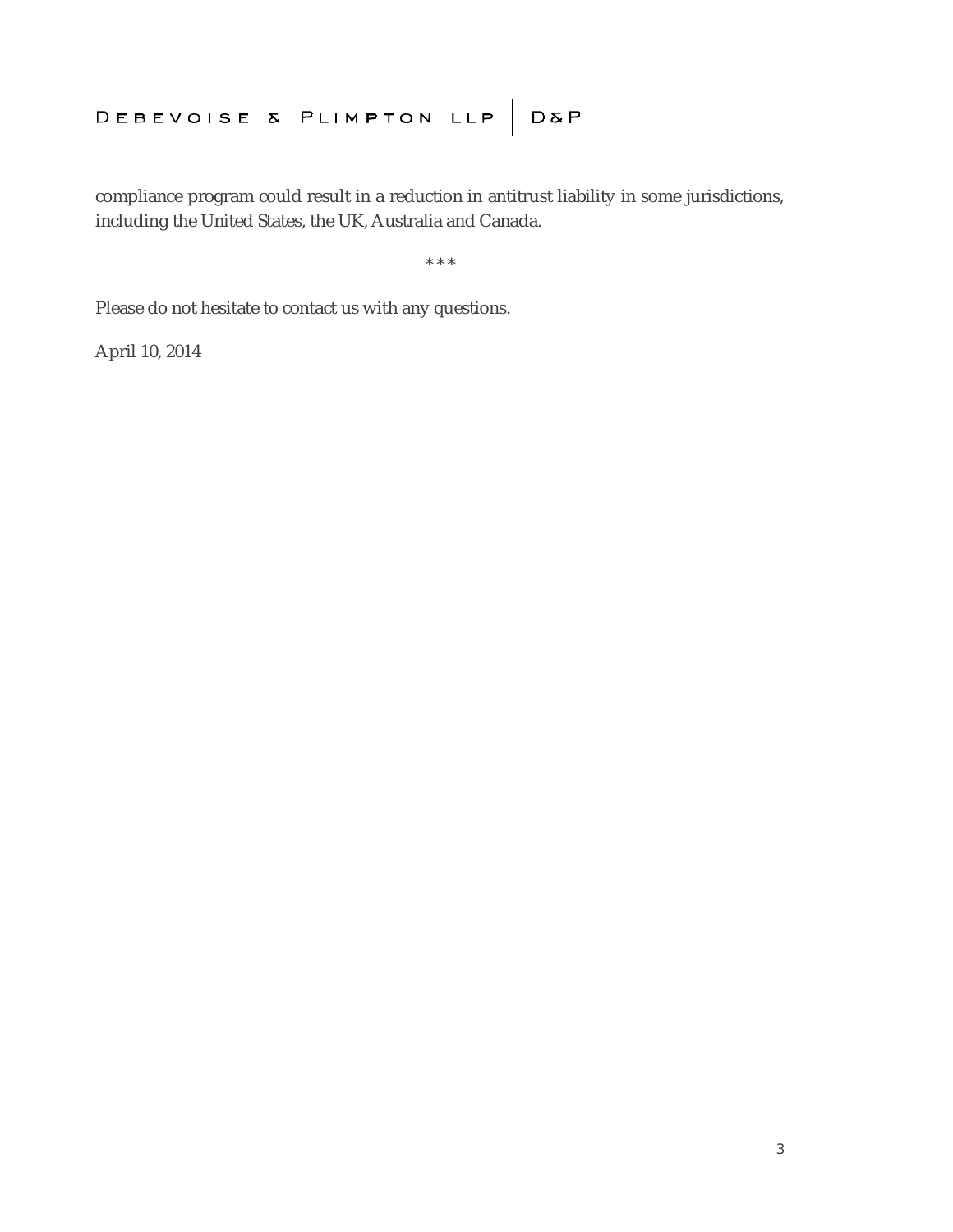compliance program could result in a reduction in antitrust liability in some jurisdictions, including the United States, the UK, Australia and Canada.

***

Please do not hesitate to contact us with any questions.

April 10, 2014